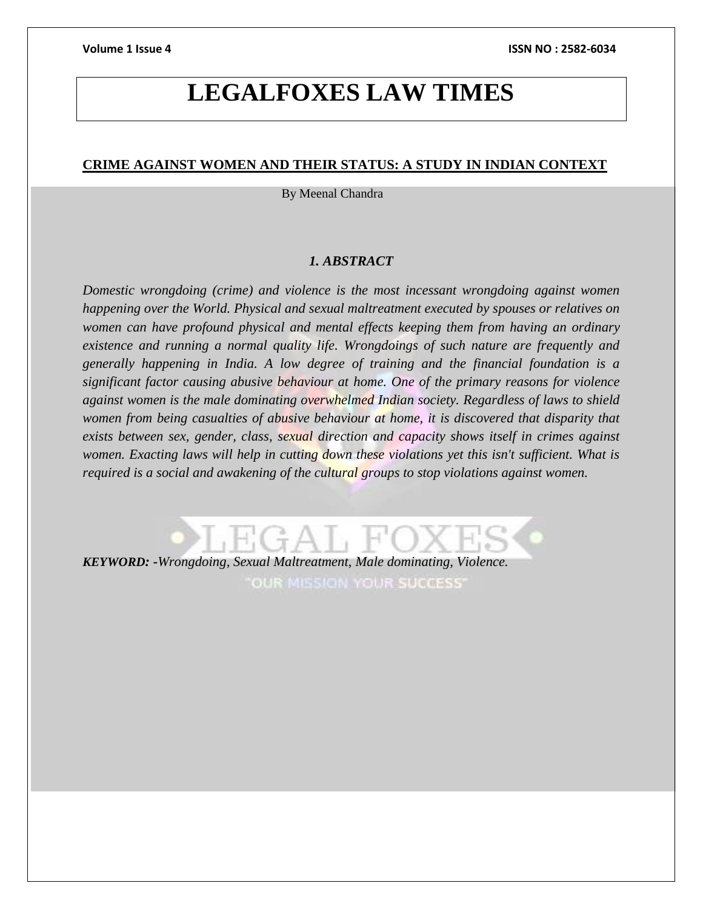# LEGALFOXES LAW TIMES

## CRIME AGAINST WOMEN AND THEIR STATUS: A STUDY IN INDIAN CONTEXT

By Meenal Chandra

### *1. ABSTRACT*

*Domestic wrongdoing (crime) and violence is the most incessant wrongdoing against women happening over the World. Physical and sexual maltreatment executed by spouses or relatives on women can have profound physical and mental effects keeping them from having an ordinary existence and running a normal quality life. Wrongdoings of such nature are frequently and generally happening in India. A low degree of training and the financial foundation is a significant factor causing abusive behaviour at home. One of the primary reasons for violence against women is the male dominating overwhelmed Indian society. Regardless of laws to shield women from being casualties of abusive behaviour at home, it is discovered that disparity that exists between sex, gender, class, sexual direction and capacity shows itself in crimes against women. Exacting laws will help in cutting down these violations yet this isn't sufficient. What is required is a social and awakening of the cultural groups to stop violations against women.*

***KEYWORD: -****Wrongdoing, Sexual Maltreatment, Male dominating, Violence.*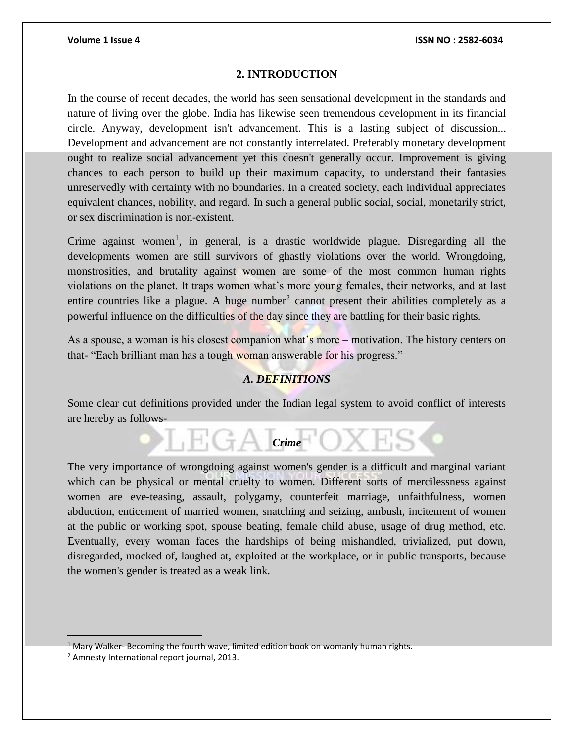## 2. INTRODUCTION

In the course of recent decades, the world has seen sensational development in the standards and nature of living over the globe. India has likewise seen tremendous development in its financial circle. Anyway, development isn't advancement. This is a lasting subject of discussion... Development and advancement are not constantly interrelated. Preferably monetary development ought to realize social advancement yet this doesn't generally occur. Improvement is giving chances to each person to build up their maximum capacity, to understand their fantasies unreservedly with certainty with no boundaries. In a created society, each individual appreciates equivalent chances, nobility, and regard. In such a general public social, social, monetarily strict, or sex discrimination is non-existent.

Crime against women[1], in general, is a drastic worldwide plague. Disregarding all the developments women are still survivors of ghastly violations over the world. Wrongdoing, monstrosities, and brutality against women are some of the most common human rights violations on the planet. It traps women what's more young females, their networks, and at last entire countries like a plague. A huge number[2] cannot present their abilities completely as a powerful influence on the difficulties of the day since they are battling for their basic rights.

As a spouse, a woman is his closest companion what's more – motivation. The history centers on that- "Each brilliant man has a tough woman answerable for his progress."

### *A. DEFINITIONS*

Some clear cut definitions provided under the Indian legal system to avoid conflict of interests are hereby as follows-

#### *Crime*

The very importance of wrongdoing against women's gender is a difficult and marginal variant which can be physical or mental cruelty to women. Different sorts of mercilessness against women are eve-teasing, assault, polygamy, counterfeit marriage, unfaithfulness, women abduction, enticement of married women, snatching and seizing, ambush, incitement of women at the public or working spot, spouse beating, female child abuse, usage of drug method, etc. Eventually, every woman faces the hardships of being mishandled, trivialized, put down, disregarded, mocked of, laughed at, exploited at the workplace, or in public transports, because the women's gender is treated as a weak link.

---

[1] Mary Walker- Becoming the fourth wave, limited edition book on womanly human rights.

[2] Amnesty International report journal, 2013.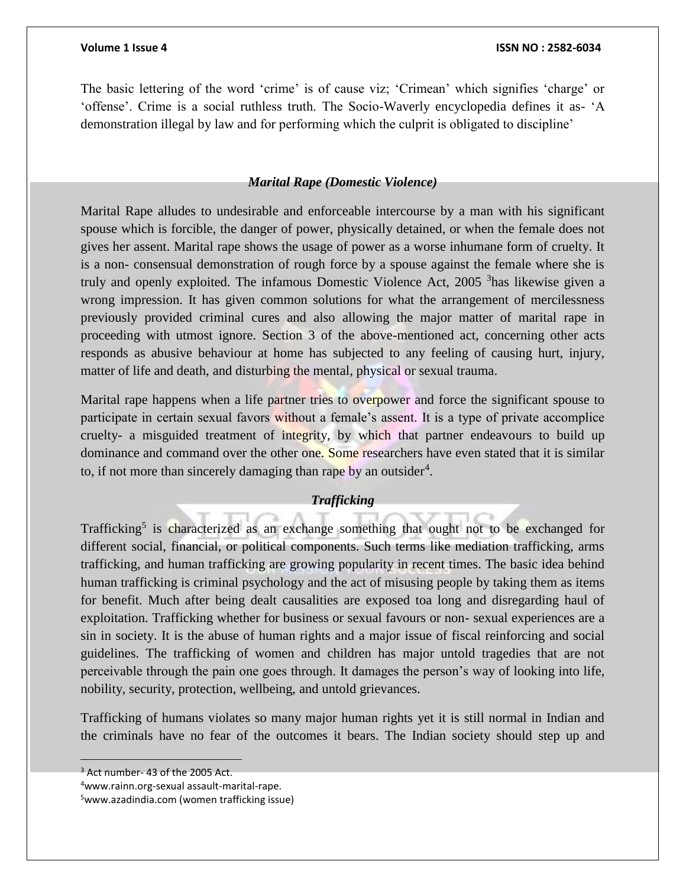The basic lettering of the word 'crime' is of cause viz; 'Crimean' which signifies 'charge' or 'offense'. Crime is a social ruthless truth. The Socio-Waverly encyclopedia defines it as- 'A demonstration illegal by law and for performing which the culprit is obligated to discipline'

### *Marital Rape (Domestic Violence)*

Marital Rape alludes to undesirable and enforceable intercourse by a man with his significant spouse which is forcible, the danger of power, physically detained, or when the female does not gives her assent. Marital rape shows the usage of power as a worse inhumane form of cruelty. It is a non- consensual demonstration of rough force by a spouse against the female where she is truly and openly exploited. The infamous Domestic Violence Act, 2005 [3]has likewise given a wrong impression. It has given common solutions for what the arrangement of mercilessness previously provided criminal cures and also allowing the major matter of marital rape in proceeding with utmost ignore. Section 3 of the above-mentioned act, concerning other acts responds as abusive behaviour at home has subjected to any feeling of causing hurt, injury, matter of life and death, and disturbing the mental, physical or sexual trauma.

Marital rape happens when a life partner tries to overpower and force the significant spouse to participate in certain sexual favors without a female's assent. It is a type of private accomplice cruelty- a misguided treatment of integrity, by which that partner endeavours to build up dominance and command over the other one. Some researchers have even stated that it is similar to, if not more than sincerely damaging than rape by an outsider[4].

### *Trafficking*

Trafficking[5] is characterized as an exchange something that ought not to be exchanged for different social, financial, or political components. Such terms like mediation trafficking, arms trafficking, and human trafficking are growing popularity in recent times. The basic idea behind human trafficking is criminal psychology and the act of misusing people by taking them as items for benefit. Much after being dealt causalities are exposed toa long and disregarding haul of exploitation. Trafficking whether for business or sexual favours or non- sexual experiences are a sin in society. It is the abuse of human rights and a major issue of fiscal reinforcing and social guidelines. The trafficking of women and children has major untold tragedies that are not perceivable through the pain one goes through. It damages the person's way of looking into life, nobility, security, protection, wellbeing, and untold grievances.

Trafficking of humans violates so many major human rights yet it is still normal in Indian and the criminals have no fear of the outcomes it bears. The Indian society should step up and

---

[3] Act number- 43 of the 2005 Act.

[4] www.rainn.org-sexual assault-marital-rape.

[5] www.azadindia.com (women trafficking issue)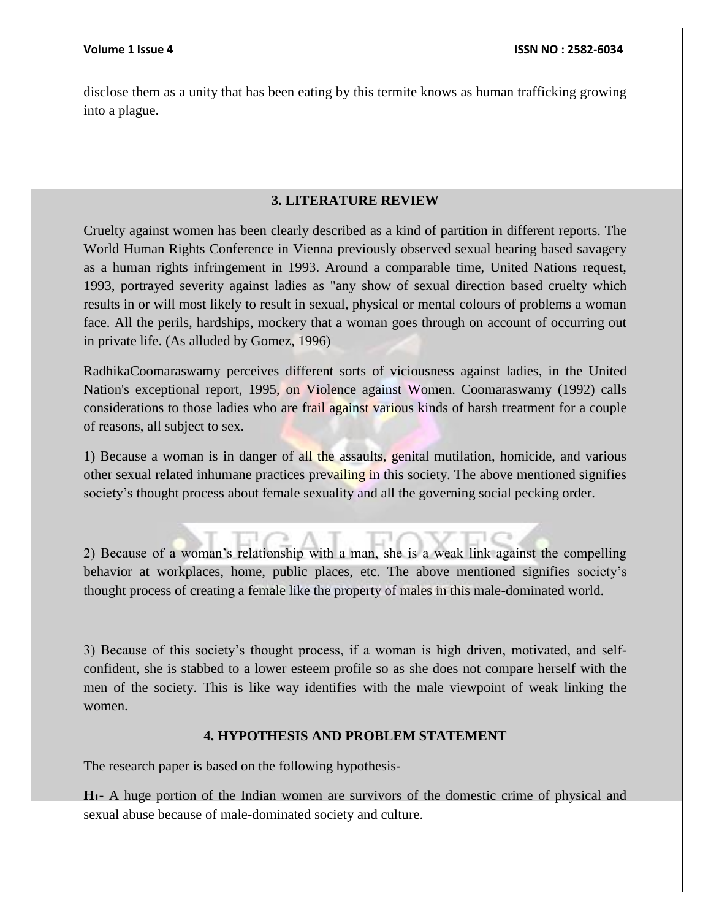disclose them as a unity that has been eating by this termite knows as human trafficking growing into a plague.

## 3. LITERATURE REVIEW

Cruelty against women has been clearly described as a kind of partition in different reports. The World Human Rights Conference in Vienna previously observed sexual bearing based savagery as a human rights infringement in 1993. Around a comparable time, United Nations request, 1993, portrayed severity against ladies as "any show of sexual direction based cruelty which results in or will most likely to result in sexual, physical or mental colours of problems a woman face. All the perils, hardships, mockery that a woman goes through on account of occurring out in private life. (As alluded by Gomez, 1996)

RadhikaCoomaraswamy perceives different sorts of viciousness against ladies, in the United Nation's exceptional report, 1995, on Violence against Women. Coomaraswamy (1992) calls considerations to those ladies who are frail against various kinds of harsh treatment for a couple of reasons, all subject to sex.

1) Because a woman is in danger of all the assaults, genital mutilation, homicide, and various other sexual related inhumane practices prevailing in this society. The above mentioned signifies society's thought process about female sexuality and all the governing social pecking order.

2) Because of a woman's relationship with a man, she is a weak link against the compelling behavior at workplaces, home, public places, etc. The above mentioned signifies society's thought process of creating a female like the property of males in this male-dominated world.

3) Because of this society's thought process, if a woman is high driven, motivated, and self-confident, she is stabbed to a lower esteem profile so as she does not compare herself with the men of the society. This is like way identifies with the male viewpoint of weak linking the women.

## 4. HYPOTHESIS AND PROBLEM STATEMENT

The research paper is based on the following hypothesis-

**$H_1$-** A huge portion of the Indian women are survivors of the domestic crime of physical and sexual abuse because of male-dominated society and culture.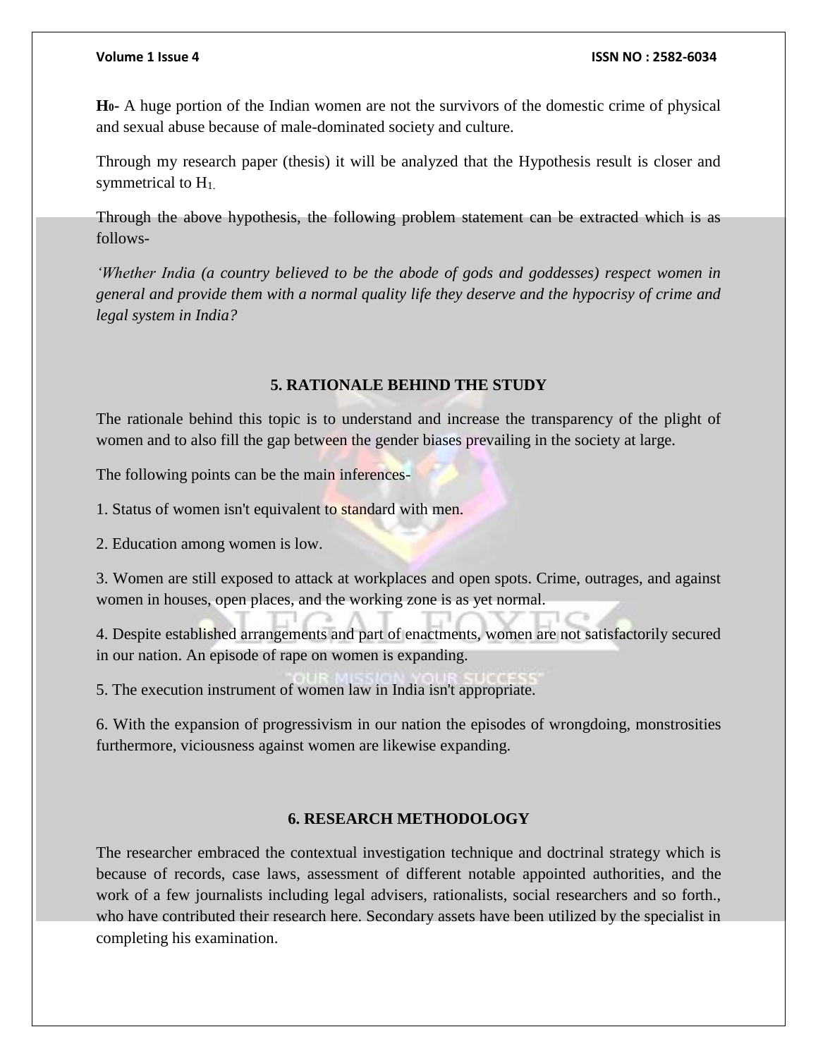**$H_0$-** A huge portion of the Indian women are not the survivors of the domestic crime of physical and sexual abuse because of male-dominated society and culture.

Through my research paper (thesis) it will be analyzed that the Hypothesis result is closer and symmetrical to $H_1$.

Through the above hypothesis, the following problem statement can be extracted which is as follows-

*'Whether India (a country believed to be the abode of gods and goddesses) respect women in general and provide them with a normal quality life they deserve and the hypocrisy of crime and legal system in India?*

## 5. RATIONALE BEHIND THE STUDY

The rationale behind this topic is to understand and increase the transparency of the plight of women and to also fill the gap between the gender biases prevailing in the society at large.

The following points can be the main inferences-

1. Status of women isn't equivalent to standard with men.

2. Education among women is low.

3. Women are still exposed to attack at workplaces and open spots. Crime, outrages, and against women in houses, open places, and the working zone is as yet normal.

4. Despite established arrangements and part of enactments, women are not satisfactorily secured in our nation. An episode of rape on women is expanding.

5. The execution instrument of women law in India isn't appropriate.

6. With the expansion of progressivism in our nation the episodes of wrongdoing, monstrosities furthermore, viciousness against women are likewise expanding.

## 6. RESEARCH METHODOLOGY

The researcher embraced the contextual investigation technique and doctrinal strategy which is because of records, case laws, assessment of different notable appointed authorities, and the work of a few journalists including legal advisers, rationalists, social researchers and so forth., who have contributed their research here. Secondary assets have been utilized by the specialist in completing his examination.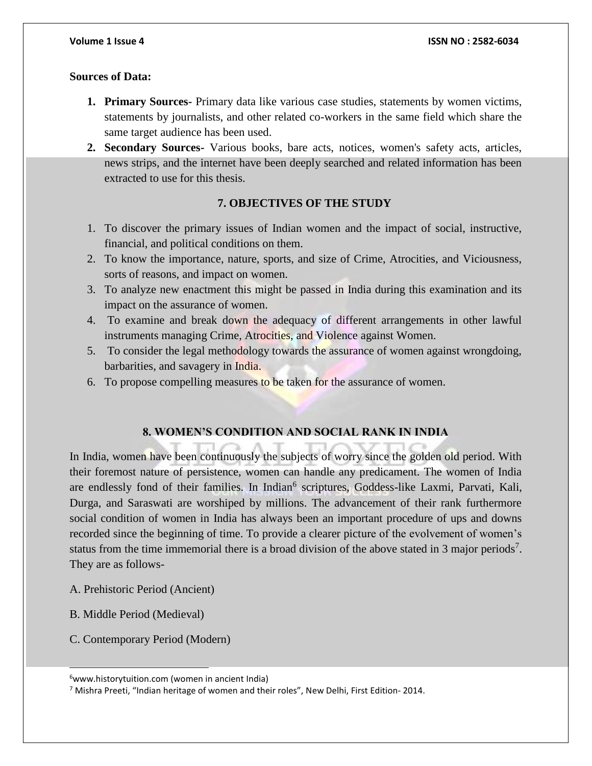**Sources of Data:**

1. **Primary Sources-** Primary data like various case studies, statements by women victims, statements by journalists, and other related co-workers in the same field which share the same target audience has been used.
2. **Secondary Sources-** Various books, bare acts, notices, women's safety acts, articles, news strips, and the internet have been deeply searched and related information has been extracted to use for this thesis.

## 7. OBJECTIVES OF THE STUDY

1. To discover the primary issues of Indian women and the impact of social, instructive, financial, and political conditions on them.
2. To know the importance, nature, sports, and size of Crime, Atrocities, and Viciousness, sorts of reasons, and impact on women.
3. To analyze new enactment this might be passed in India during this examination and its impact on the assurance of women.
4. To examine and break down the adequacy of different arrangements in other lawful instruments managing Crime, Atrocities, and Violence against Women.
5. To consider the legal methodology towards the assurance of women against wrongdoing, barbarities, and savagery in India.
6. To propose compelling measures to be taken for the assurance of women.

## 8. WOMEN'S CONDITION AND SOCIAL RANK IN INDIA

In India, women have been continuously the subjects of worry since the golden old period. With their foremost nature of persistence, women can handle any predicament. The women of India are endlessly fond of their families. In Indian[6] scriptures, Goddess-like Laxmi, Parvati, Kali, Durga, and Saraswati are worshiped by millions. The advancement of their rank furthermore social condition of women in India has always been an important procedure of ups and downs recorded since the beginning of time. To provide a clearer picture of the evolvement of women's status from the time immemorial there is a broad division of the above stated in 3 major periods[7]. They are as follows-

A. Prehistoric Period (Ancient)

B. Middle Period (Medieval)

C. Contemporary Period (Modern)

---

[6]www.historytuition.com (women in ancient India)

[7] Mishra Preeti, "Indian heritage of women and their roles", New Delhi, First Edition- 2014.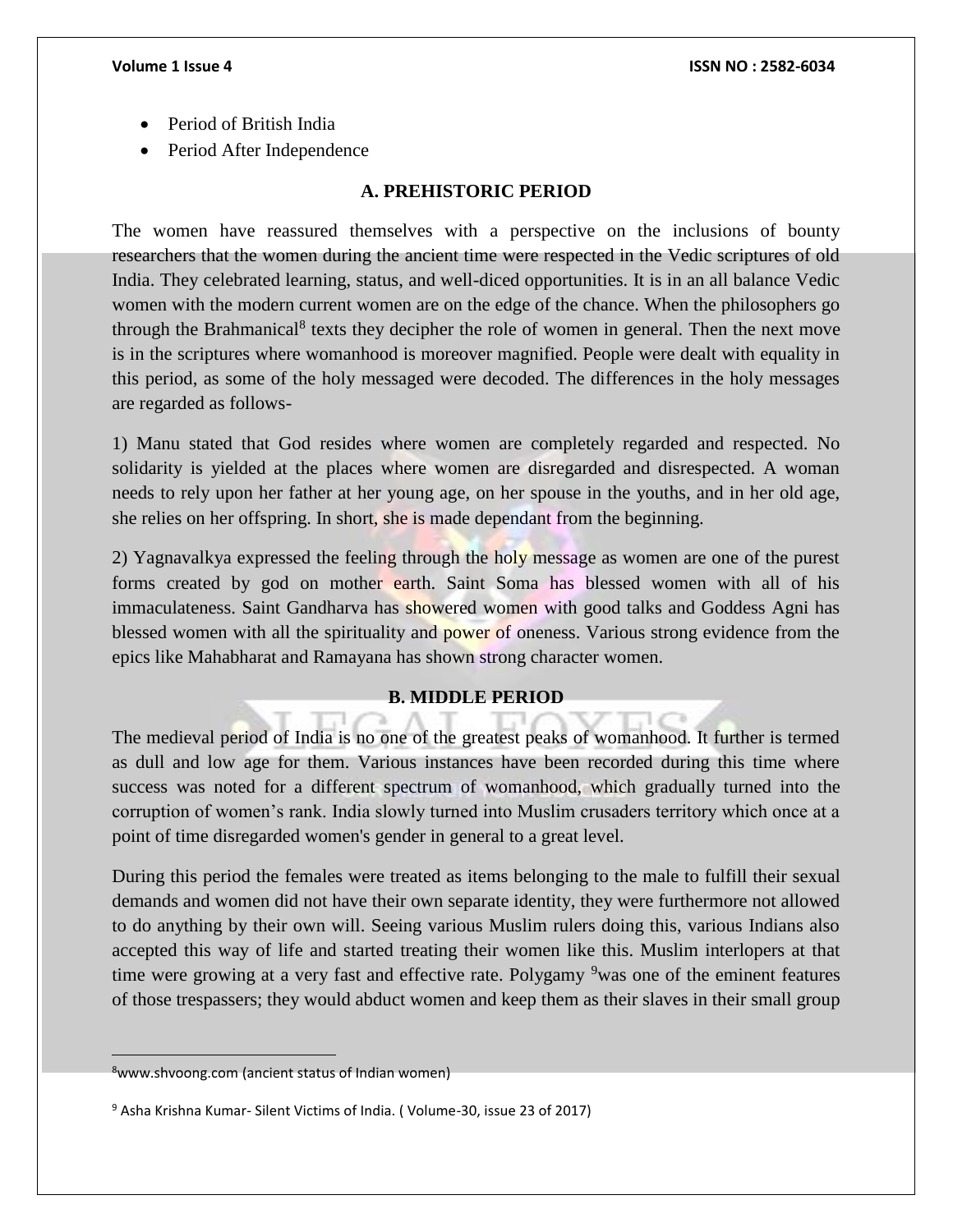- Period of British India
- Period After Independence

### A. PREHISTORIC PERIOD

The women have reassured themselves with a perspective on the inclusions of bounty researchers that the women during the ancient time were respected in the Vedic scriptures of old India. They celebrated learning, status, and well-diced opportunities. It is in an all balance Vedic women with the modern current women are on the edge of the chance. When the philosophers go through the Brahmanical[8] texts they decipher the role of women in general. Then the next move is in the scriptures where womanhood is moreover magnified. People were dealt with equality in this period, as some of the holy messaged were decoded. The differences in the holy messages are regarded as follows-

1) Manu stated that God resides where women are completely regarded and respected. No solidarity is yielded at the places where women are disregarded and disrespected. A woman needs to rely upon her father at her young age, on her spouse in the youths, and in her old age, she relies on her offspring. In short, she is made dependant from the beginning.

2) Yagnavalkya expressed the feeling through the holy message as women are one of the purest forms created by god on mother earth. Saint Soma has blessed women with all of his immaculateness. Saint Gandharva has showered women with good talks and Goddess Agni has blessed women with all the spirituality and power of oneness. Various strong evidence from the epics like Mahabharat and Ramayana has shown strong character women.

### B. MIDDLE PERIOD

The medieval period of India is no one of the greatest peaks of womanhood. It further is termed as dull and low age for them. Various instances have been recorded during this time where success was noted for a different spectrum of womanhood, which gradually turned into the corruption of women's rank. India slowly turned into Muslim crusaders territory which once at a point of time disregarded women's gender in general to a great level.

During this period the females were treated as items belonging to the male to fulfill their sexual demands and women did not have their own separate identity, they were furthermore not allowed to do anything by their own will. Seeing various Muslim rulers doing this, various Indians also accepted this way of life and started treating their women like this. Muslim interlopers at that time were growing at a very fast and effective rate. Polygamy [9]was one of the eminent features of those trespassers; they would abduct women and keep them as their slaves in their small group

---

[8]www.shvoong.com (ancient status of Indian women)

[9] Asha Krishna Kumar- Silent Victims of India. ( Volume-30, issue 23 of 2017)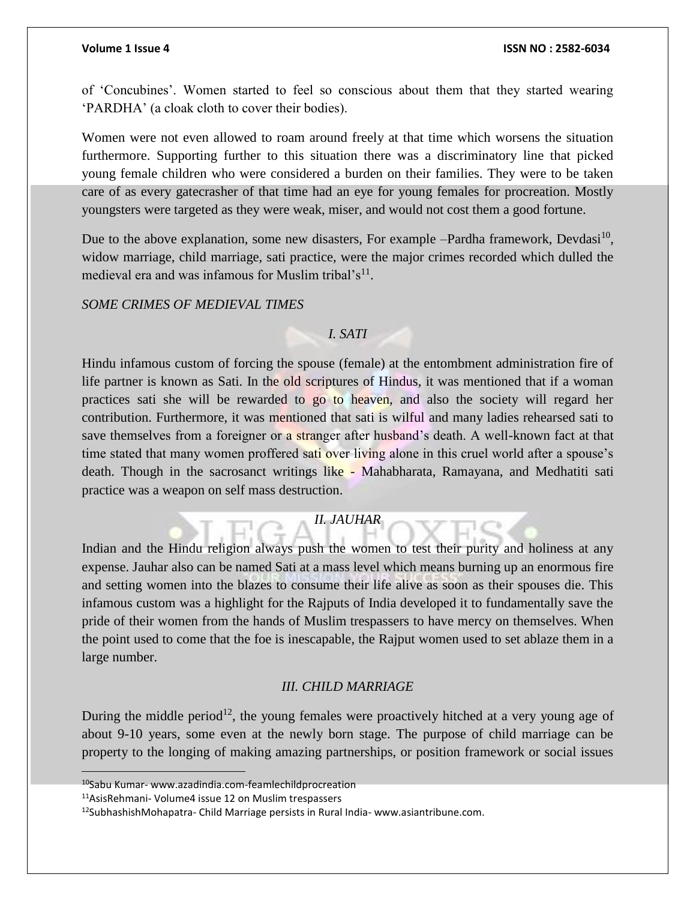of 'Concubines'. Women started to feel so conscious about them that they started wearing 'PARDHA' (a cloak cloth to cover their bodies).

Women were not even allowed to roam around freely at that time which worsens the situation furthermore. Supporting further to this situation there was a discriminatory line that picked young female children who were considered a burden on their families. They were to be taken care of as every gatecrasher of that time had an eye for young females for procreation. Mostly youngsters were targeted as they were weak, miser, and would not cost them a good fortune.

Due to the above explanation, some new disasters, For example –Pardha framework, Devdasi[10], widow marriage, child marriage, sati practice, were the major crimes recorded which dulled the medieval era and was infamous for Muslim tribal's[11].

*SOME CRIMES OF MEDIEVAL TIMES*

*I. SATI*

Hindu infamous custom of forcing the spouse (female) at the entombment administration fire of life partner is known as Sati. In the old scriptures of Hindus, it was mentioned that if a woman practices sati she will be rewarded to go to heaven, and also the society will regard her contribution. Furthermore, it was mentioned that sati is wilful and many ladies rehearsed sati to save themselves from a foreigner or a stranger after husband's death. A well-known fact at that time stated that many women proffered sati over living alone in this cruel world after a spouse's death. Though in the sacrosanct writings like - Mahabharata, Ramayana, and Medhatiti sati practice was a weapon on self mass destruction.

*II. JAUHAR*

Indian and the Hindu religion always push the women to test their purity and holiness at any expense. Jauhar also can be named Sati at a mass level which means burning up an enormous fire and setting women into the blazes to consume their life alive as soon as their spouses die. This infamous custom was a highlight for the Rajputs of India developed it to fundamentally save the pride of their women from the hands of Muslim trespassers to have mercy on themselves. When the point used to come that the foe is inescapable, the Rajput women used to set ablaze them in a large number.

*III. CHILD MARRIAGE*

During the middle period[12], the young females were proactively hitched at a very young age of about 9-10 years, some even at the newly born stage. The purpose of child marriage can be property to the longing of making amazing partnerships, or position framework or social issues

---

[10]Sabu Kumar- www.azadindia.com-feamlechildprocreation

[11]AsisRehmani- Volume4 issue 12 on Muslim trespassers

[12]SubhashishMohapatra- Child Marriage persists in Rural India- www.asiantribune.com.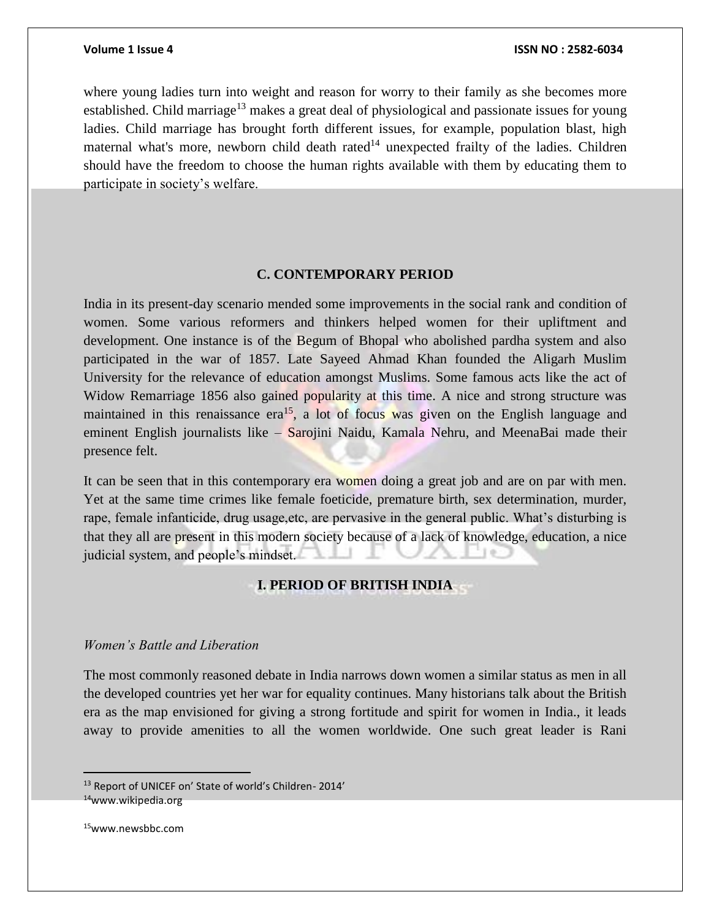where young ladies turn into weight and reason for worry to their family as she becomes more established. Child marriage[13] makes a great deal of physiological and passionate issues for young ladies. Child marriage has brought forth different issues, for example, population blast, high maternal what's more, newborn child death rated[14] unexpected frailty of the ladies. Children should have the freedom to choose the human rights available with them by educating them to participate in society's welfare.

## C. CONTEMPORARY PERIOD

India in its present-day scenario mended some improvements in the social rank and condition of women. Some various reformers and thinkers helped women for their upliftment and development. One instance is of the Begum of Bhopal who abolished pardha system and also participated in the war of 1857. Late Sayeed Ahmad Khan founded the Aligarh Muslim University for the relevance of education amongst Muslims. Some famous acts like the act of Widow Remarriage 1856 also gained popularity at this time. A nice and strong structure was maintained in this renaissance era[15], a lot of focus was given on the English language and eminent English journalists like – Sarojini Naidu, Kamala Nehru, and MeenaBai made their presence felt.

It can be seen that in this contemporary era women doing a great job and are on par with men. Yet at the same time crimes like female foeticide, premature birth, sex determination, murder, rape, female infanticide, drug usage,etc, are pervasive in the general public. What's disturbing is that they all are present in this modern society because of a lack of knowledge, education, a nice judicial system, and people's mindset.

## I. PERIOD OF BRITISH INDIA

*Women's Battle and Liberation*

The most commonly reasoned debate in India narrows down women a similar status as men in all the developed countries yet her war for equality continues. Many historians talk about the British era as the map envisioned for giving a strong fortitude and spirit for women in India., it leads away to provide amenities to all the women worldwide. One such great leader is Rani

[13] Report of UNICEF on' State of world's Children- 2014'

[14] www.wikipedia.org

[15] www.newsbbc.com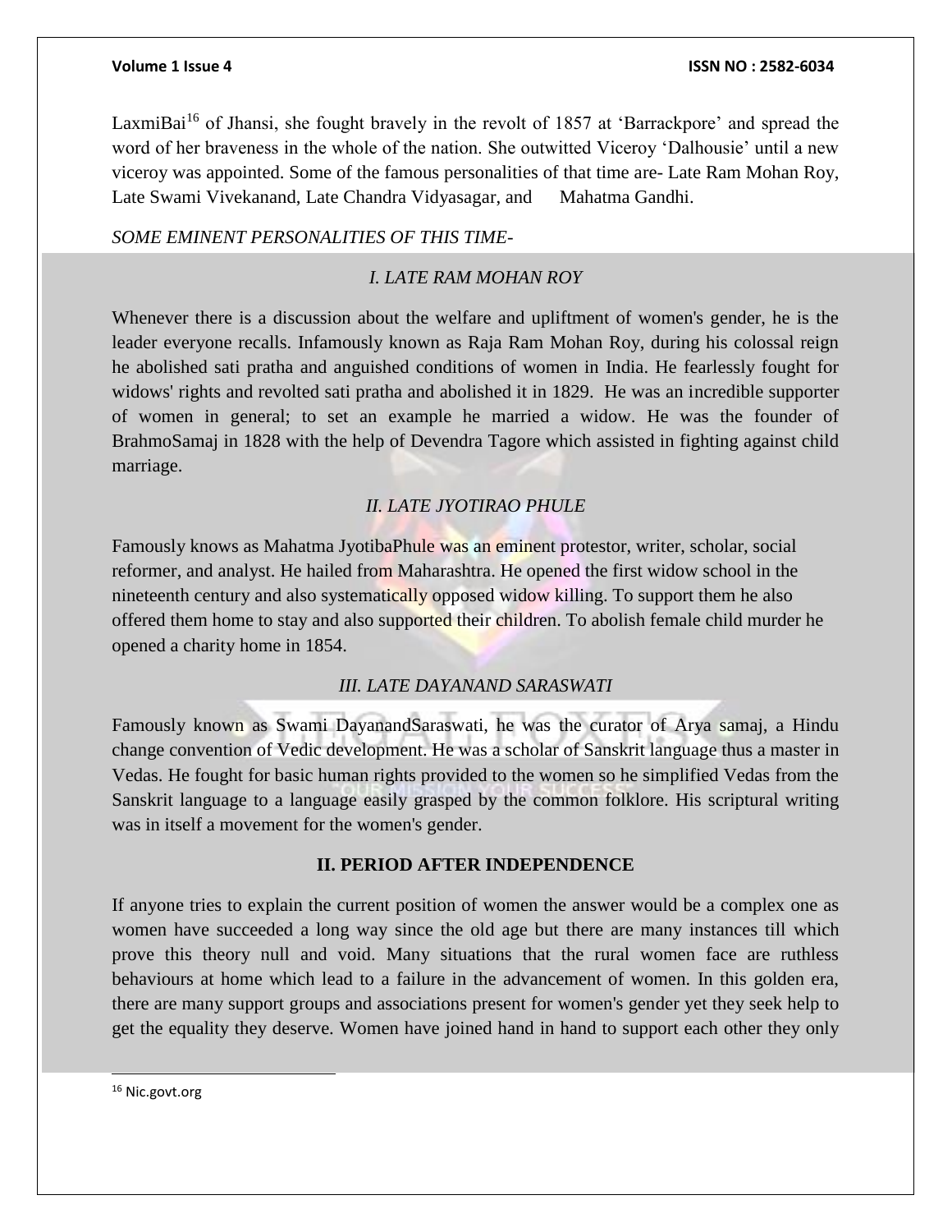LaxmiBai[16] of Jhansi, she fought bravely in the revolt of 1857 at 'Barrackpore' and spread the word of her braveness in the whole of the nation. She outwitted Viceroy 'Dalhousie' until a new viceroy was appointed. Some of the famous personalities of that time are- Late Ram Mohan Roy, Late Swami Vivekanand, Late Chandra Vidyasagar, and Mahatma Gandhi.

*SOME EMINENT PERSONALITIES OF THIS TIME-*

*I. LATE RAM MOHAN ROY*

Whenever there is a discussion about the welfare and upliftment of women's gender, he is the leader everyone recalls. Infamously known as Raja Ram Mohan Roy, during his colossal reign he abolished sati pratha and anguished conditions of women in India. He fearlessly fought for widows' rights and revolted sati pratha and abolished it in 1829. He was an incredible supporter of women in general; to set an example he married a widow. He was the founder of BrahmoSamaj in 1828 with the help of Devendra Tagore which assisted in fighting against child marriage.

*II. LATE JYOTIRAO PHULE*

Famously knows as Mahatma JyotibaPhule was an eminent protestor, writer, scholar, social reformer, and analyst. He hailed from Maharashtra. He opened the first widow school in the nineteenth century and also systematically opposed widow killing. To support them he also offered them home to stay and also supported their children. To abolish female child murder he opened a charity home in 1854.

*III. LATE DAYANAND SARASWATI*

Famously known as Swami DayanandSaraswati, he was the curator of Arya samaj, a Hindu change convention of Vedic development. He was a scholar of Sanskrit language thus a master in Vedas. He fought for basic human rights provided to the women so he simplified Vedas from the Sanskrit language to a language easily grasped by the common folklore. His scriptural writing was in itself a movement for the women's gender.

## II. PERIOD AFTER INDEPENDENCE

If anyone tries to explain the current position of women the answer would be a complex one as women have succeeded a long way since the old age but there are many instances till which prove this theory null and void. Many situations that the rural women face are ruthless behaviours at home which lead to a failure in the advancement of women. In this golden era, there are many support groups and associations present for women's gender yet they seek help to get the equality they deserve. Women have joined hand in hand to support each other they only

---

[16] Nic.govt.org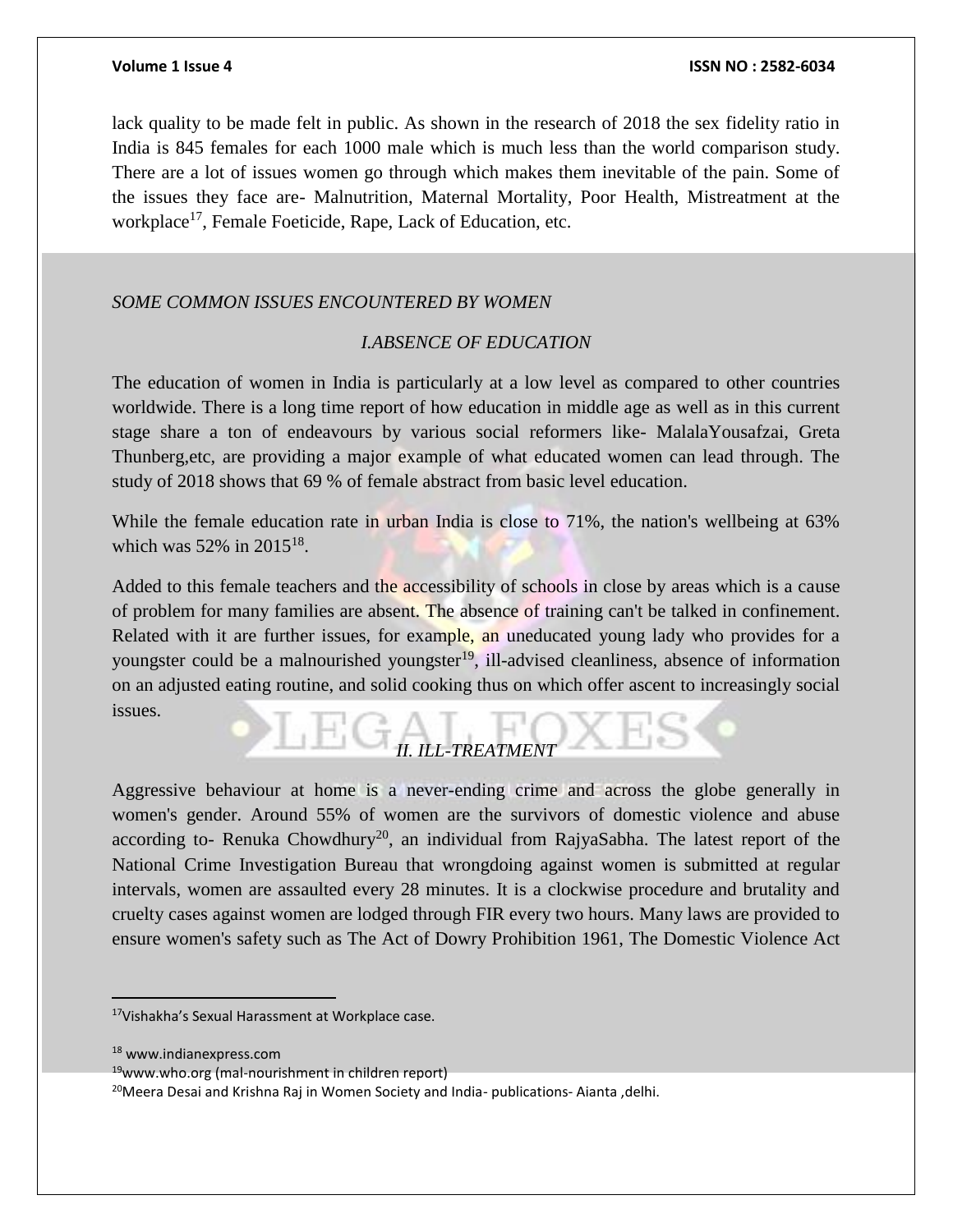lack quality to be made felt in public. As shown in the research of 2018 the sex fidelity ratio in India is 845 females for each 1000 male which is much less than the world comparison study. There are a lot of issues women go through which makes them inevitable of the pain. Some of the issues they face are- Malnutrition, Maternal Mortality, Poor Health, Mistreatment at the workplace[17], Female Foeticide, Rape, Lack of Education, etc.

*SOME COMMON ISSUES ENCOUNTERED BY WOMEN*

*I.ABSENCE OF EDUCATION*

The education of women in India is particularly at a low level as compared to other countries worldwide. There is a long time report of how education in middle age as well as in this current stage share a ton of endeavours by various social reformers like- MalalaYousafzai, Greta Thunberg,etc, are providing a major example of what educated women can lead through. The study of 2018 shows that 69 % of female abstract from basic level education.

While the female education rate in urban India is close to 71%, the nation's wellbeing at 63% which was 52% in 2015[18].

Added to this female teachers and the accessibility of schools in close by areas which is a cause of problem for many families are absent. The absence of training can't be talked in confinement. Related with it are further issues, for example, an uneducated young lady who provides for a youngster could be a malnourished youngster[19], ill-advised cleanliness, absence of information on an adjusted eating routine, and solid cooking thus on which offer ascent to increasingly social issues.

*II. ILL-TREATMENT*

Aggressive behaviour at home is a never-ending crime and across the globe generally in women's gender. Around 55% of women are the survivors of domestic violence and abuse according to- Renuka Chowdhury[20], an individual from RajyaSabha. The latest report of the National Crime Investigation Bureau that wrongdoing against women is submitted at regular intervals, women are assaulted every 28 minutes. It is a clockwise procedure and brutality and cruelty cases against women are lodged through FIR every two hours. Many laws are provided to ensure women's safety such as The Act of Dowry Prohibition 1961, The Domestic Violence Act

---

[17]Vishakha's Sexual Harassment at Workplace case.

[18] www.indianexpress.com

[19]www.who.org (mal-nourishment in children report)

[20]Meera Desai and Krishna Raj in Women Society and India- publications- Aianta ,delhi.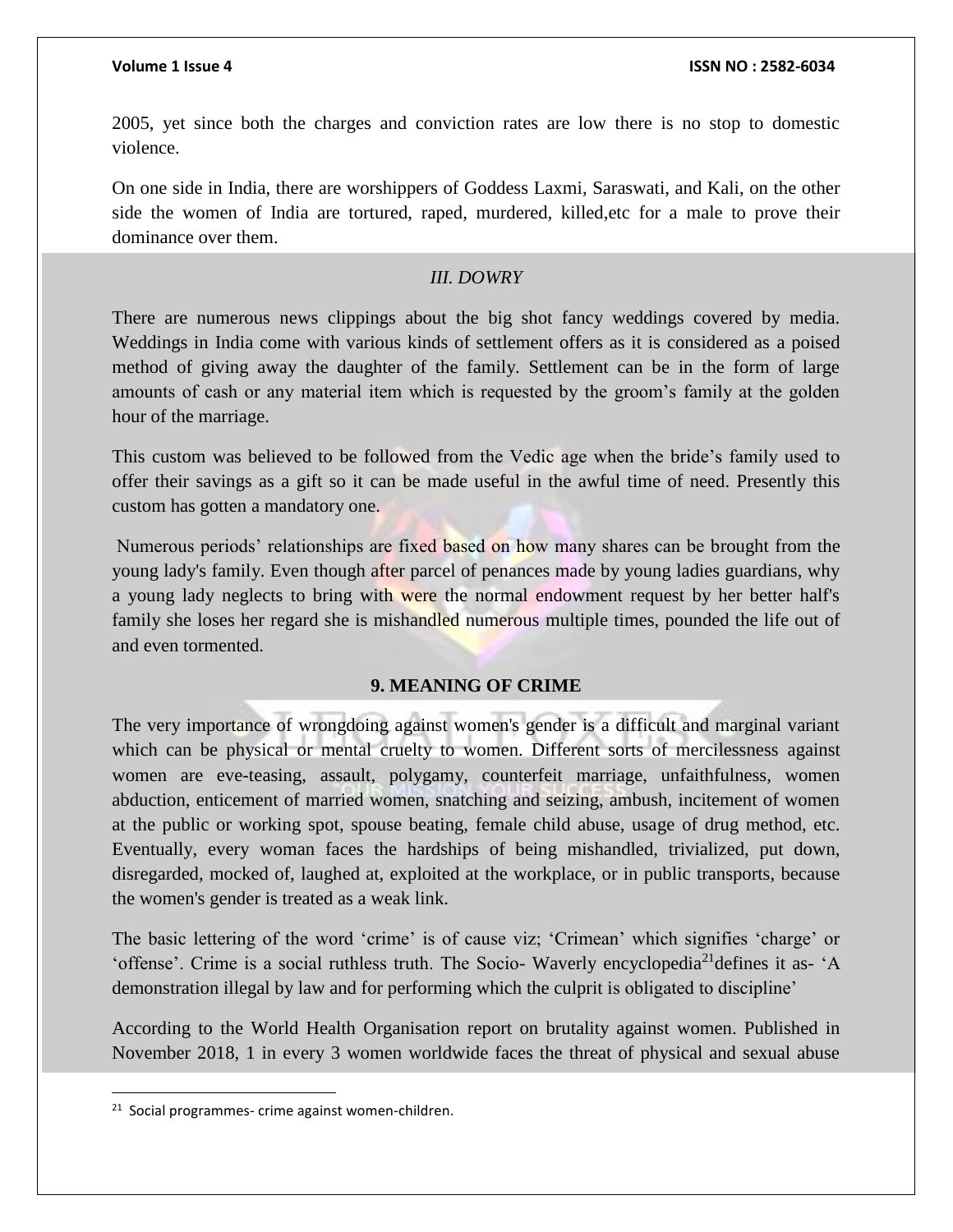2005, yet since both the charges and conviction rates are low there is no stop to domestic violence.

On one side in India, there are worshippers of Goddess Laxmi, Saraswati, and Kali, on the other side the women of India are tortured, raped, murdered, killed,etc for a male to prove their dominance over them.

### *III. DOWRY*

There are numerous news clippings about the big shot fancy weddings covered by media. Weddings in India come with various kinds of settlement offers as it is considered as a poised method of giving away the daughter of the family. Settlement can be in the form of large amounts of cash or any material item which is requested by the groom's family at the golden hour of the marriage.

This custom was believed to be followed from the Vedic age when the bride's family used to offer their savings as a gift so it can be made useful in the awful time of need. Presently this custom has gotten a mandatory one.

Numerous periods' relationships are fixed based on how many shares can be brought from the young lady's family. Even though after parcel of penances made by young ladies guardians, why a young lady neglects to bring with were the normal endowment request by her better half's family she loses her regard she is mishandled numerous multiple times, pounded the life out of and even tormented.

## 9. MEANING OF CRIME

The very importance of wrongdoing against women's gender is a difficult and marginal variant which can be physical or mental cruelty to women. Different sorts of mercilessness against women are eve-teasing, assault, polygamy, counterfeit marriage, unfaithfulness, women abduction, enticement of married women, snatching and seizing, ambush, incitement of women at the public or working spot, spouse beating, female child abuse, usage of drug method, etc. Eventually, every woman faces the hardships of being mishandled, trivialized, put down, disregarded, mocked of, laughed at, exploited at the workplace, or in public transports, because the women's gender is treated as a weak link.

The basic lettering of the word 'crime' is of cause viz; 'Crimean' which signifies 'charge' or 'offense'. Crime is a social ruthless truth. The Socio- Waverly encyclopedia[21]defines it as- 'A demonstration illegal by law and for performing which the culprit is obligated to discipline'

According to the World Health Organisation report on brutality against women. Published in November 2018, 1 in every 3 women worldwide faces the threat of physical and sexual abuse

---

[21] Social programmes- crime against women-children.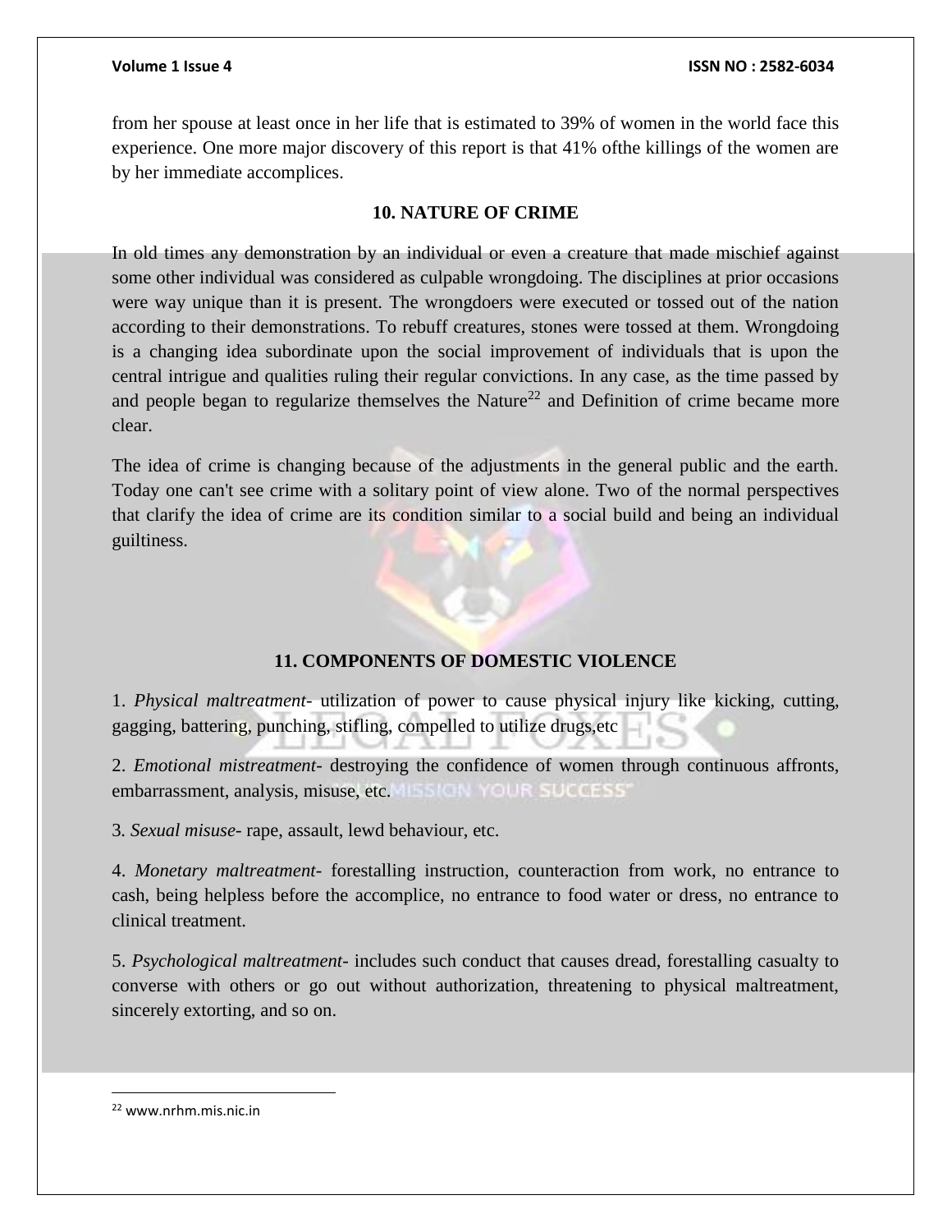from her spouse at least once in her life that is estimated to 39% of women in the world face this experience. One more major discovery of this report is that 41% ofthe killings of the women are by her immediate accomplices.

## 10. NATURE OF CRIME

In old times any demonstration by an individual or even a creature that made mischief against some other individual was considered as culpable wrongdoing. The disciplines at prior occasions were way unique than it is present. The wrongdoers were executed or tossed out of the nation according to their demonstrations. To rebuff creatures, stones were tossed at them. Wrongdoing is a changing idea subordinate upon the social improvement of individuals that is upon the central intrigue and qualities ruling their regular convictions. In any case, as the time passed by and people began to regularize themselves the Nature[22] and Definition of crime became more clear.

The idea of crime is changing because of the adjustments in the general public and the earth. Today one can't see crime with a solitary point of view alone. Two of the normal perspectives that clarify the idea of crime are its condition similar to a social build and being an individual guiltiness.

## 11. COMPONENTS OF DOMESTIC VIOLENCE

1. *Physical maltreatment*- utilization of power to cause physical injury like kicking, cutting, gagging, battering, punching, stifling, compelled to utilize drugs,etc

2. *Emotional mistreatment*- destroying the confidence of women through continuous affronts, embarrassment, analysis, misuse, etc.

3. *Sexual misuse*- rape, assault, lewd behaviour, etc.

4. *Monetary maltreatment*- forestalling instruction, counteraction from work, no entrance to cash, being helpless before the accomplice, no entrance to food water or dress, no entrance to clinical treatment.

5. *Psychological maltreatment*- includes such conduct that causes dread, forestalling casualty to converse with others or go out without authorization, threatening to physical maltreatment, sincerely extorting, and so on.

---

[22] www.nrhm.mis.nic.in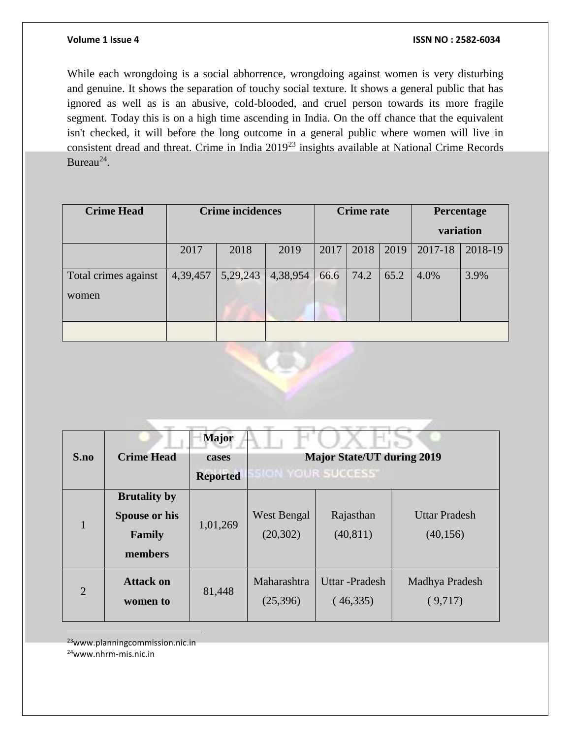While each wrongdoing is a social abhorrence, wrongdoing against women is very disturbing and genuine. It shows the separation of touchy social texture. It shows a general public that has ignored as well as is an abusive, cold-blooded, and cruel person towards its more fragile segment. Today this is on a high time ascending in India. On the off chance that the equivalent isn't checked, it will before the long outcome in a general public where women will live in consistent dread and threat. Crime in India 2019[23] insights available at National Crime Records Bureau[24].

| Crime Head | Crime incidences | | | Crime rate | | | Percentage variation | |
|---|---|---|---|---|---|---|---|---|
| | 2017 | 2018 | 2019 | 2017 | 2018 | 2019 | 2017-18 | 2018-19 |
| Total crimes against women | 4,39,457 | 5,29,243 | 4,38,954 | 66.6 | 74.2 | 65.2 | 4.0% | 3.9% |
| | | | | | | | | |

| S.no | Crime Head | Major cases Reported | Major State/UT during 2019 | | |
|---|---|---|---|---|---|
| 1 | **Brutality by Spouse or his Family members** | 1,01,269 | West Bengal (20,302) | Rajasthan (40,811) | Uttar Pradesh (40,156) |
| 2 | **Attack on women to** | 81,448 | Maharashtra (25,396) | Uttar -Pradesh ( 46,335) | Madhya Pradesh ( 9,717) |

[23]www.planningcommission.nic.in

[24]www.nhrm-mis.nic.in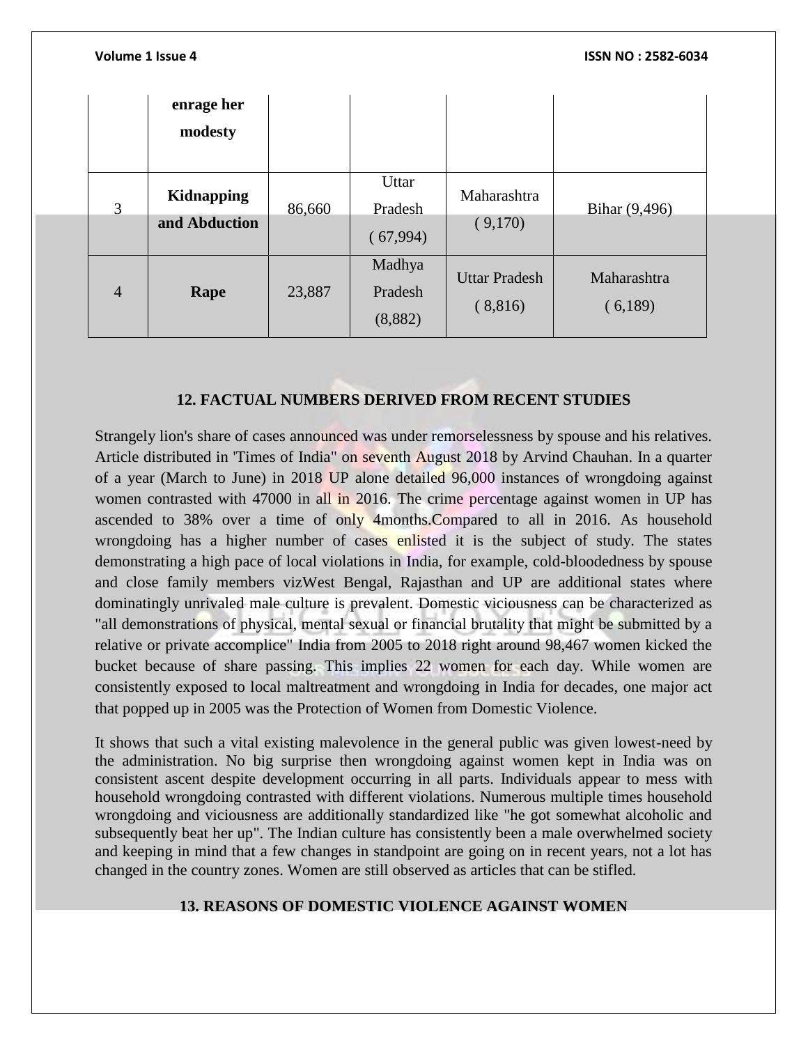|   | enrage her modesty |   |   |   |   |
|---|---|---|---|---|---|
| 3 | **Kidnapping and Abduction** | 86,660 | Uttar Pradesh ( 67,994) | Maharashtra ( 9,170) | Bihar (9,496) |
| 4 | **Rape** | 23,887 | Madhya Pradesh (8,882) | Uttar Pradesh ( 8,816) | Maharashtra ( 6,189) |

## 12. FACTUAL NUMBERS DERIVED FROM RECENT STUDIES

Strangely lion's share of cases announced was under remorselessness by spouse and his relatives. Article distributed in 'Times of India" on seventh August 2018 by Arvind Chauhan. In a quarter of a year (March to June) in 2018 UP alone detailed 96,000 instances of wrongdoing against women contrasted with 47000 in all in 2016. The crime percentage against women in UP has ascended to 38% over a time of only 4months.Compared to all in 2016. As household wrongdoing has a higher number of cases enlisted it is the subject of study. The states demonstrating a high pace of local violations in India, for example, cold-bloodedness by spouse and close family members vizWest Bengal, Rajasthan and UP are additional states where dominatingly unrivaled male culture is prevalent. Domestic viciousness can be characterized as "all demonstrations of physical, mental sexual or financial brutality that might be submitted by a relative or private accomplice" India from 2005 to 2018 right around 98,467 women kicked the bucket because of share passing. This implies 22 women for each day. While women are consistently exposed to local maltreatment and wrongdoing in India for decades, one major act that popped up in 2005 was the Protection of Women from Domestic Violence.

It shows that such a vital existing malevolence in the general public was given lowest-need by the administration. No big surprise then wrongdoing against women kept in India was on consistent ascent despite development occurring in all parts. Individuals appear to mess with household wrongdoing contrasted with different violations. Numerous multiple times household wrongdoing and viciousness are additionally standardized like "he got somewhat alcoholic and subsequently beat her up". The Indian culture has consistently been a male overwhelmed society and keeping in mind that a few changes in standpoint are going on in recent years, not a lot has changed in the country zones. Women are still observed as articles that can be stifled.

## 13. REASONS OF DOMESTIC VIOLENCE AGAINST WOMEN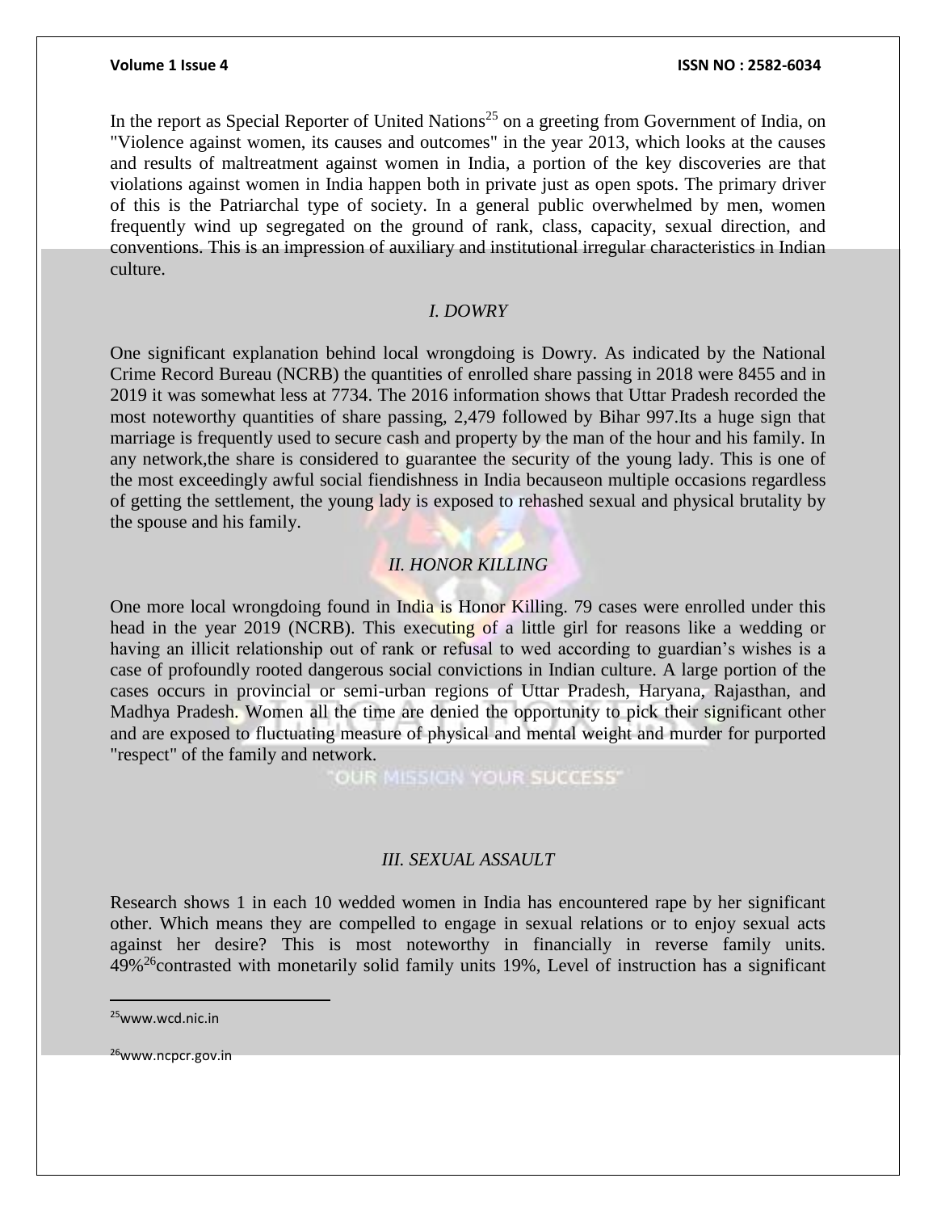In the report as Special Reporter of United Nations[25] on a greeting from Government of India, on "Violence against women, its causes and outcomes" in the year 2013, which looks at the causes and results of maltreatment against women in India, a portion of the key discoveries are that violations against women in India happen both in private just as open spots. The primary driver of this is the Patriarchal type of society. In a general public overwhelmed by men, women frequently wind up segregated on the ground of rank, class, capacity, sexual direction, and conventions. This is an impression of auxiliary and institutional irregular characteristics in Indian culture.

### *I. DOWRY*

One significant explanation behind local wrongdoing is Dowry. As indicated by the National Crime Record Bureau (NCRB) the quantities of enrolled share passing in 2018 were 8455 and in 2019 it was somewhat less at 7734. The 2016 information shows that Uttar Pradesh recorded the most noteworthy quantities of share passing, 2,479 followed by Bihar 997.Its a huge sign that marriage is frequently used to secure cash and property by the man of the hour and his family. In any network,the share is considered to guarantee the security of the young lady. This is one of the most exceedingly awful social fiendishness in India becauseon multiple occasions regardless of getting the settlement, the young lady is exposed to rehashed sexual and physical brutality by the spouse and his family.

### *II. HONOR KILLING*

One more local wrongdoing found in India is Honor Killing. 79 cases were enrolled under this head in the year 2019 (NCRB). This executing of a little girl for reasons like a wedding or having an illicit relationship out of rank or refusal to wed according to guardian's wishes is a case of profoundly rooted dangerous social convictions in Indian culture. A large portion of the cases occurs in provincial or semi-urban regions of Uttar Pradesh, Haryana, Rajasthan, and Madhya Pradesh. Women all the time are denied the opportunity to pick their significant other and are exposed to fluctuating measure of physical and mental weight and murder for purported "respect" of the family and network.

### *III. SEXUAL ASSAULT*

Research shows 1 in each 10 wedded women in India has encountered rape by her significant other. Which means they are compelled to engage in sexual relations or to enjoy sexual acts against her desire? This is most noteworthy in financially in reverse family units. 49%[26]contrasted with monetarily solid family units 19%, Level of instruction has a significant

---

[25] www.wcd.nic.in

[26] www.ncpcr.gov.in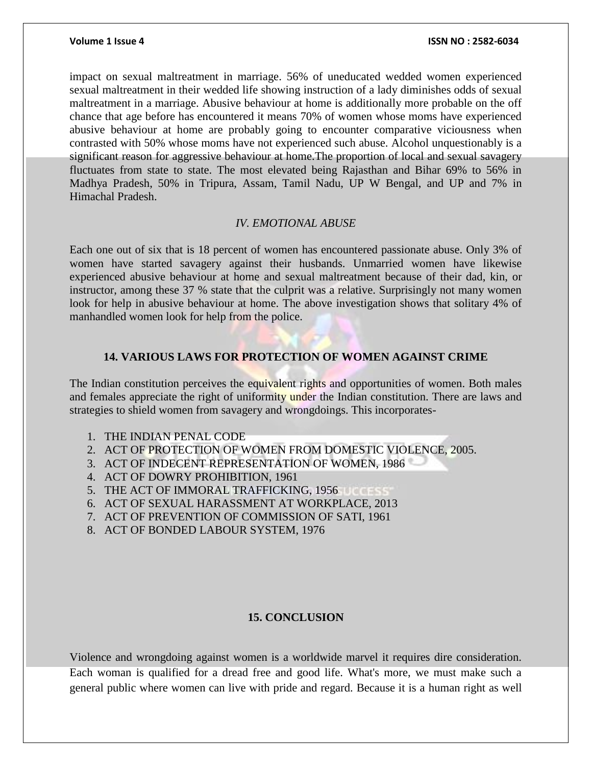impact on sexual maltreatment in marriage. 56% of uneducated wedded women experienced sexual maltreatment in their wedded life showing instruction of a lady diminishes odds of sexual maltreatment in a marriage. Abusive behaviour at home is additionally more probable on the off chance that age before has encountered it means 70% of women whose moms have experienced abusive behaviour at home are probably going to encounter comparative viciousness when contrasted with 50% whose moms have not experienced such abuse. Alcohol unquestionably is a significant reason for aggressive behaviour at home.The proportion of local and sexual savagery fluctuates from state to state. The most elevated being Rajasthan and Bihar 69% to 56% in Madhya Pradesh, 50% in Tripura, Assam, Tamil Nadu, UP W Bengal, and UP and 7% in Himachal Pradesh.

### *IV. EMOTIONAL ABUSE*

Each one out of six that is 18 percent of women has encountered passionate abuse. Only 3% of women have started savagery against their husbands. Unmarried women have likewise experienced abusive behaviour at home and sexual maltreatment because of their dad, kin, or instructor, among these 37 % state that the culprit was a relative. Surprisingly not many women look for help in abusive behaviour at home. The above investigation shows that solitary 4% of manhandled women look for help from the police.

## 14. VARIOUS LAWS FOR PROTECTION OF WOMEN AGAINST CRIME

The Indian constitution perceives the equivalent rights and opportunities of women. Both males and females appreciate the right of uniformity under the Indian constitution. There are laws and strategies to shield women from savagery and wrongdoings. This incorporates-

1. THE INDIAN PENAL CODE
2. ACT OF PROTECTION OF WOMEN FROM DOMESTIC VIOLENCE, 2005.
3. ACT OF INDECENT REPRESENTATION OF WOMEN, 1986
4. ACT OF DOWRY PROHIBITION, 1961
5. THE ACT OF IMMORAL TRAFFICKING, 1956
6. ACT OF SEXUAL HARASSMENT AT WORKPLACE, 2013
7. ACT OF PREVENTION OF COMMISSION OF SATI, 1961
8. ACT OF BONDED LABOUR SYSTEM, 1976

## 15. CONCLUSION

Violence and wrongdoing against women is a worldwide marvel it requires dire consideration. Each woman is qualified for a dread free and good life. What's more, we must make such a general public where women can live with pride and regard. Because it is a human right as well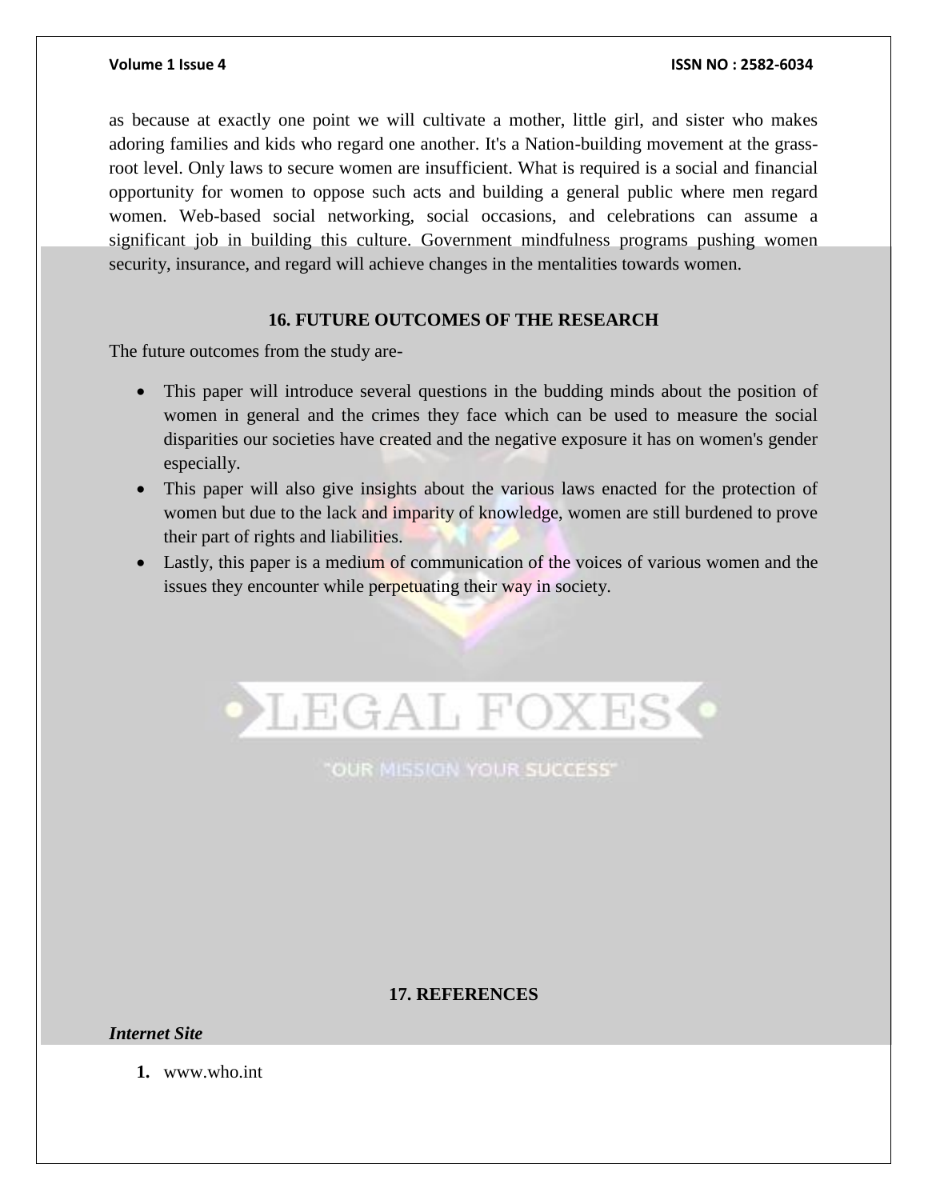as because at exactly one point we will cultivate a mother, little girl, and sister who makes adoring families and kids who regard one another. It's a Nation-building movement at the grass-root level. Only laws to secure women are insufficient. What is required is a social and financial opportunity for women to oppose such acts and building a general public where men regard women. Web-based social networking, social occasions, and celebrations can assume a significant job in building this culture. Government mindfulness programs pushing women security, insurance, and regard will achieve changes in the mentalities towards women.

## 16. FUTURE OUTCOMES OF THE RESEARCH

The future outcomes from the study are-

- This paper will introduce several questions in the budding minds about the position of women in general and the crimes they face which can be used to measure the social disparities our societies have created and the negative exposure it has on women's gender especially.
- This paper will also give insights about the various laws enacted for the protection of women but due to the lack and imparity of knowledge, women are still burdened to prove their part of rights and liabilities.
- Lastly, this paper is a medium of communication of the voices of various women and the issues they encounter while perpetuating their way in society.

## 17. REFERENCES

***Internet Site***

1. www.who.int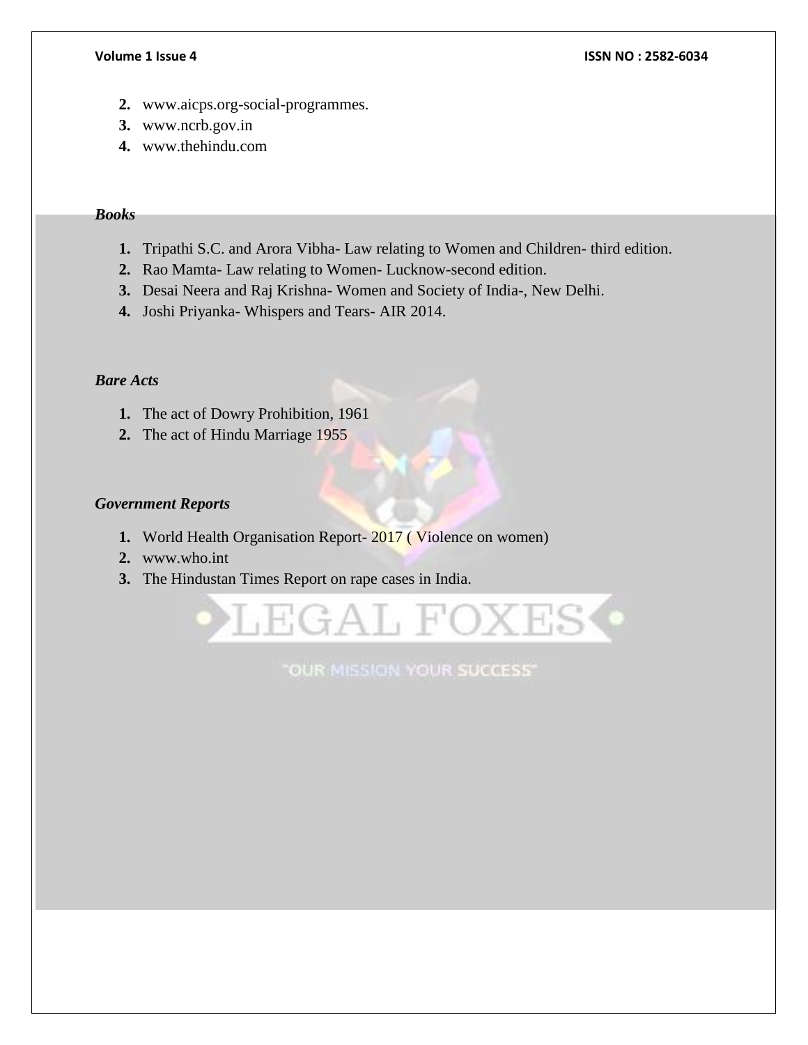2. www.aicps.org-social-programmes.
3. www.ncrb.gov.in
4. www.thehindu.com

***Books***

1. Tripathi S.C. and Arora Vibha- Law relating to Women and Children- third edition.
2. Rao Mamta- Law relating to Women- Lucknow-second edition.
3. Desai Neera and Raj Krishna- Women and Society of India-, New Delhi.
4. Joshi Priyanka- Whispers and Tears- AIR 2014.

***Bare Acts***

1. The act of Dowry Prohibition, 1961
2. The act of Hindu Marriage 1955

***Government Reports***

1. World Health Organisation Report- 2017 ( Violence on women)
2. www.who.int
3. The Hindustan Times Report on rape cases in India.